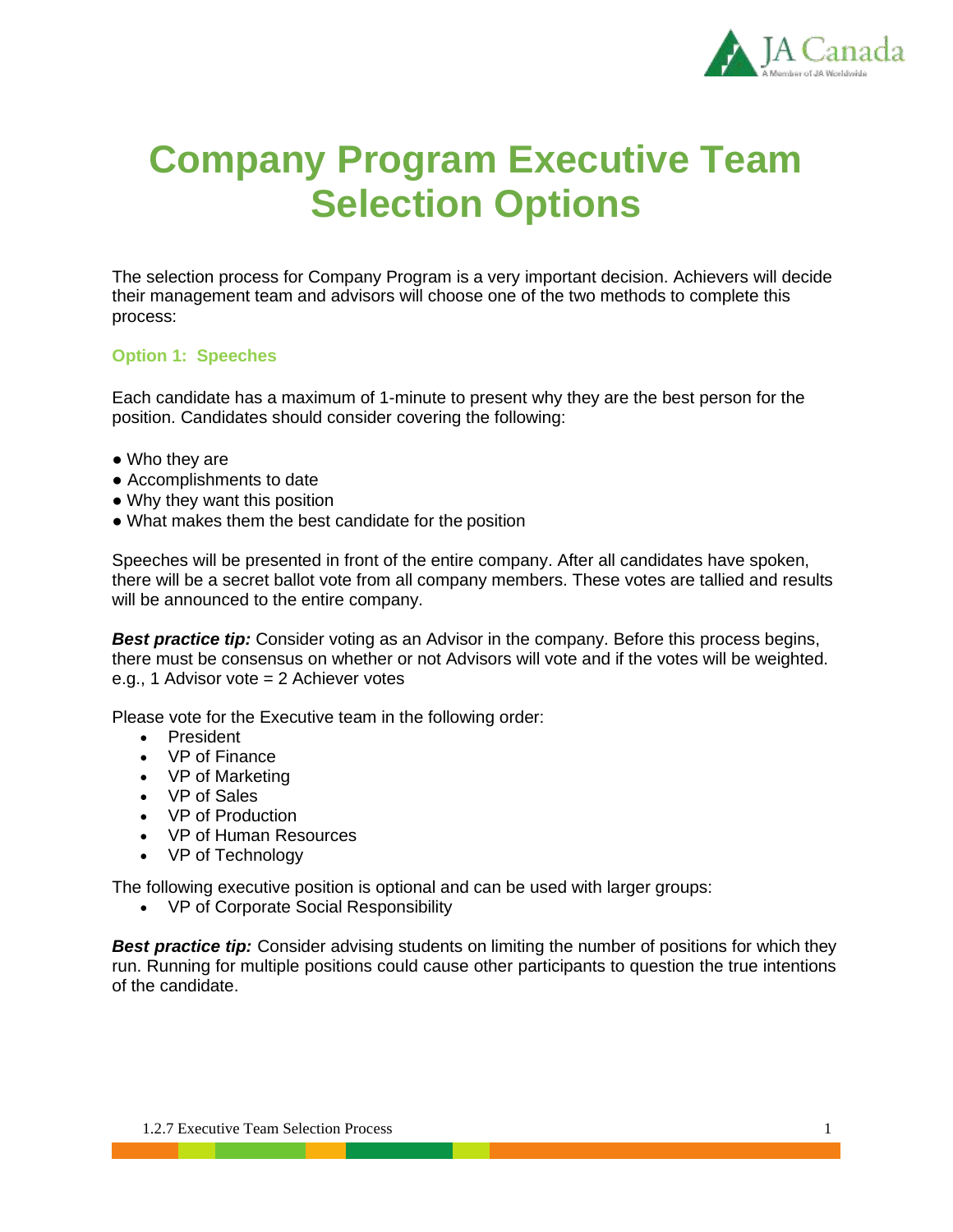# Company Program Executive Team Selection Options

The selection process for Company Program is a very important decision. Achievers will decide their management team and advisors will choose one of the two methods to complete this process:

### Option 1: Speeches

Each candidate has a maximum of 1-minute to present why they are the best person for the position. Candidates should consider covering the following:

- Who they are
- Accomplishments to date
- Why they want this position
- What makes them the best candidate for the position

Speeches will be presented in front of the entire company. After all candidates have spoken, there will be a secret ballot vote from all company members. These votes are tallied and results will be announced to the entire company.

***Best practice tip:*** Consider voting as an Advisor in the company. Before this process begins, there must be consensus on whether or not Advisors will vote and if the votes will be weighted. e.g., 1 Advisor vote = 2 Achiever votes

Please vote for the Executive team in the following order:

- President
- VP of Finance
- VP of Marketing
- VP of Sales
- VP of Production
- VP of Human Resources
- VP of Technology

The following executive position is optional and can be used with larger groups:

- VP of Corporate Social Responsibility

***Best practice tip:*** Consider advising students on limiting the number of positions for which they run. Running for multiple positions could cause other participants to question the true intentions of the candidate.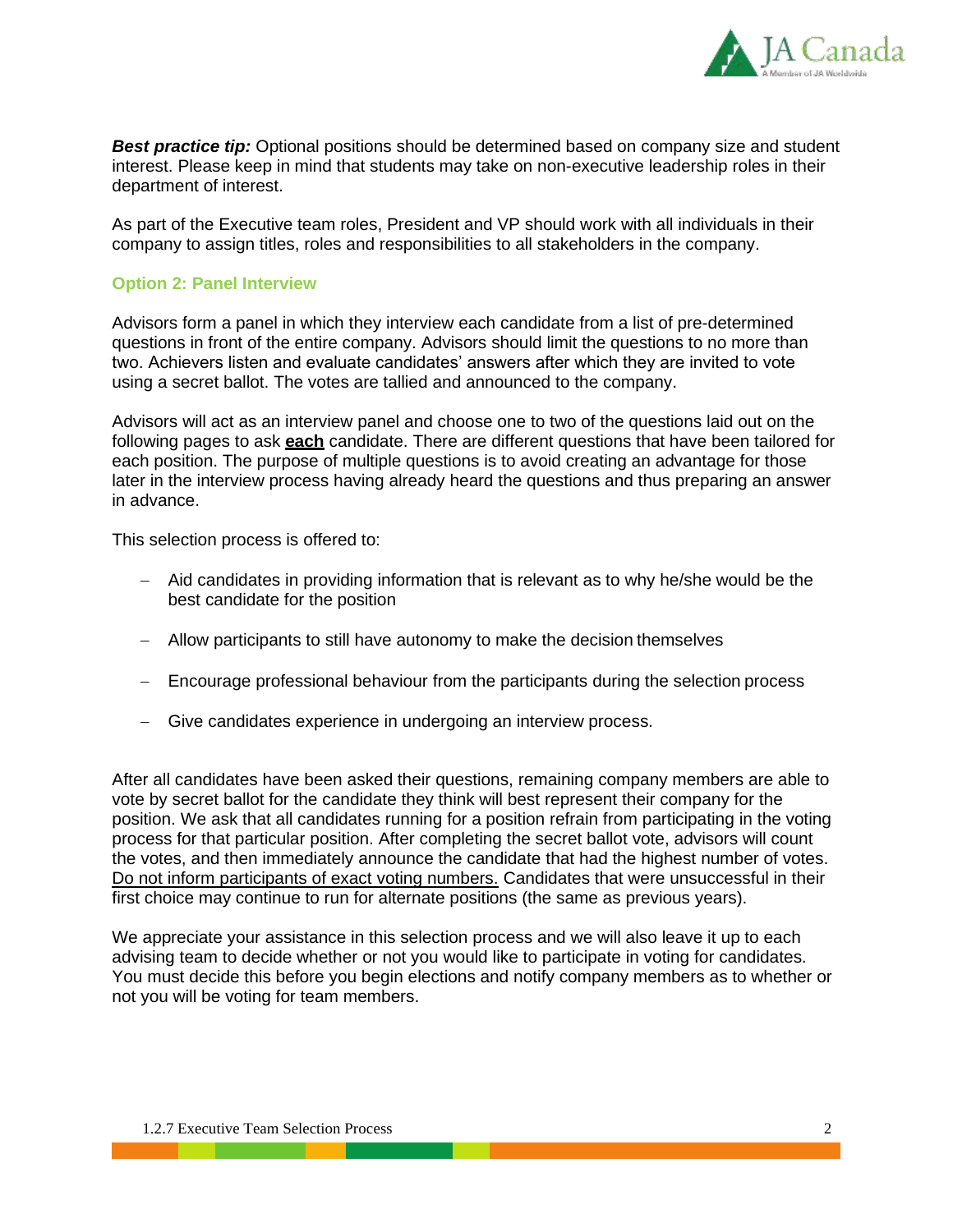***Best practice tip:*** Optional positions should be determined based on company size and student interest. Please keep in mind that students may take on non-executive leadership roles in their department of interest.

As part of the Executive team roles, President and VP should work with all individuals in their company to assign titles, roles and responsibilities to all stakeholders in the company.

### Option 2: Panel Interview

Advisors form a panel in which they interview each candidate from a list of pre-determined questions in front of the entire company. Advisors should limit the questions to no more than two. Achievers listen and evaluate candidates' answers after which they are invited to vote using a secret ballot. The votes are tallied and announced to the company.

Advisors will act as an interview panel and choose one to two of the questions laid out on the following pages to ask **each** candidate. There are different questions that have been tailored for each position. The purpose of multiple questions is to avoid creating an advantage for those later in the interview process having already heard the questions and thus preparing an answer in advance.

This selection process is offered to:

- Aid candidates in providing information that is relevant as to why he/she would be the best candidate for the position
- Allow participants to still have autonomy to make the decision themselves
- Encourage professional behaviour from the participants during the selection process
- Give candidates experience in undergoing an interview process.

After all candidates have been asked their questions, remaining company members are able to vote by secret ballot for the candidate they think will best represent their company for the position. We ask that all candidates running for a position refrain from participating in the voting process for that particular position. After completing the secret ballot vote, advisors will count the votes, and then immediately announce the candidate that had the highest number of votes. Do not inform participants of exact voting numbers. Candidates that were unsuccessful in their first choice may continue to run for alternate positions (the same as previous years).

We appreciate your assistance in this selection process and we will also leave it up to each advising team to decide whether or not you would like to participate in voting for candidates. You must decide this before you begin elections and notify company members as to whether or not you will be voting for team members.